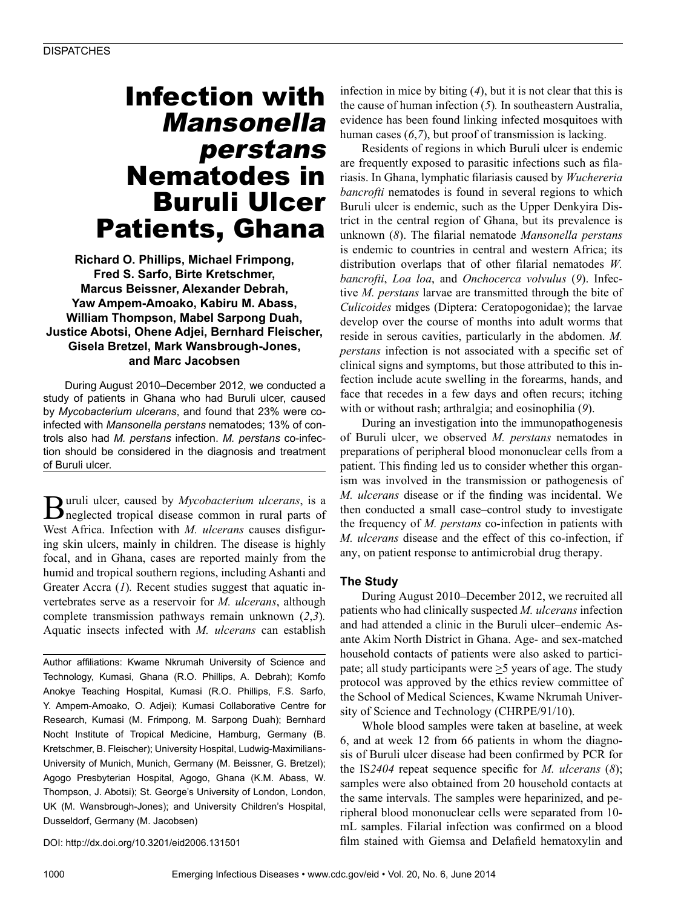# Infection with *Mansonella perstans* Nematodes in Buruli Ulcer Patients, Ghana

**Richard O. Phillips, Michael Frimpong, Fred S. Sarfo, Birte Kretschmer, Marcus Beissner, Alexander Debrah, Yaw Ampem-Amoako, Kabiru M. Abass, William Thompson, Mabel Sarpong Duah, Justice Abotsi, Ohene Adjei, Bernhard Fleischer, Gisela Bretzel, Mark Wansbrough-Jones, and Marc Jacobsen**

During August 2010–December 2012, we conducted a study of patients in Ghana who had Buruli ulcer, caused by *Mycobacterium ulcerans*, and found that 23% were co-infected with *Mansonella perstans* nematodes; 13% of controls also had *M. perstans* infection. *M. perstans* co-infection should be considered in the diagnosis and treatment of Buruli ulcer.

Buruli ulcer, caused by *Mycobacterium ulcerans*, is a neglected tropical disease common in rural parts of West Africa. Infection with *M. ulcerans* causes disfiguring skin ulcers, mainly in children. The disease is highly focal, and in Ghana, cases are reported mainly from the humid and tropical southern regions, including Ashanti and Greater Accra (*1*). Recent studies suggest that aquatic invertebrates serve as a reservoir for *M. ulcerans*, although complete transmission pathways remain unknown (*2*,*3*). Aquatic insects infected with *M. ulcerans* can establish infection in mice by biting (*4*), but it is not clear that this is the cause of human infection (*5*). In southeastern Australia, evidence has been found linking infected mosquitoes with human cases (*6*,*7*), but proof of transmission is lacking.

Author affiliations: Kwame Nkrumah University of Science and Technology, Kumasi, Ghana (R.O. Phillips, A. Debrah); Komfo Anokye Teaching Hospital, Kumasi (R.O. Phillips, F.S. Sarfo, Y. Ampem-Amoako, O. Adjei); Kumasi Collaborative Centre for Research, Kumasi (M. Frimpong, M. Sarpong Duah); Bernhard Nocht Institute of Tropical Medicine, Hamburg, Germany (B. Kretschmer, B. Fleischer); University Hospital, Ludwig-Maximilians-University of Munich, Munich, Germany (M. Beissner, G. Bretzel); Agogo Presbyterian Hospital, Agogo, Ghana (K.M. Abass, W. Thompson, J. Abotsi); St. George's University of London, London, UK (M. Wansbrough-Jones); and University Children's Hospital, Dusseldorf, Germany (M. Jacobsen)

DOI: http://dx.doi.org/10.3201/eid2006.131501

Residents of regions in which Buruli ulcer is endemic are frequently exposed to parasitic infections such as filariasis. In Ghana, lymphatic filariasis caused by *Wuchereria bancrofti* nematodes is found in several regions to which Buruli ulcer is endemic, such as the Upper Denkyira District in the central region of Ghana, but its prevalence is unknown (*8*). The filarial nematode *Mansonella perstans* is endemic to countries in central and western Africa; its distribution overlaps that of other filarial nematodes *W. bancrofti*, *Loa loa*, and *Onchocerca volvulus* (*9*). Infective *M. perstans* larvae are transmitted through the bite of *Culicoides* midges (Diptera: Ceratopogonidae); the larvae develop over the course of months into adult worms that reside in serous cavities, particularly in the abdomen. *M. perstans* infection is not associated with a specific set of clinical signs and symptoms, but those attributed to this infection include acute swelling in the forearms, hands, and face that recedes in a few days and often recurs; itching with or without rash; arthralgia; and eosinophilia (*9*).

During an investigation into the immunopathogenesis of Buruli ulcer, we observed *M. perstans* nematodes in preparations of peripheral blood mononuclear cells from a patient. This finding led us to consider whether this organism was involved in the transmission or pathogenesis of *M. ulcerans* disease or if the finding was incidental. We then conducted a small case–control study to investigate the frequency of *M. perstans* co-infection in patients with *M. ulcerans* disease and the effect of this co-infection, if any, on patient response to antimicrobial drug therapy.

## The Study

During August 2010–December 2012, we recruited all patients who had clinically suspected *M. ulcerans* infection and had attended a clinic in the Buruli ulcer–endemic Asante Akim North District in Ghana. Age- and sex-matched household contacts of patients were also asked to participate; all study participants were $\geq$5 years of age. The study protocol was approved by the ethics review committee of the School of Medical Sciences, Kwame Nkrumah University of Science and Technology (CHRPE/91/10).

Whole blood samples were taken at baseline, at week 6, and at week 12 from 66 patients in whom the diagnosis of Buruli ulcer disease had been confirmed by PCR for the IS*2404* repeat sequence specific for *M. ulcerans* (*8*); samples were also obtained from 20 household contacts at the same intervals. The samples were heparinized, and peripheral blood mononuclear cells were separated from 10-mL samples. Filarial infection was confirmed on a blood film stained with Giemsa and Delafield hematoxylin and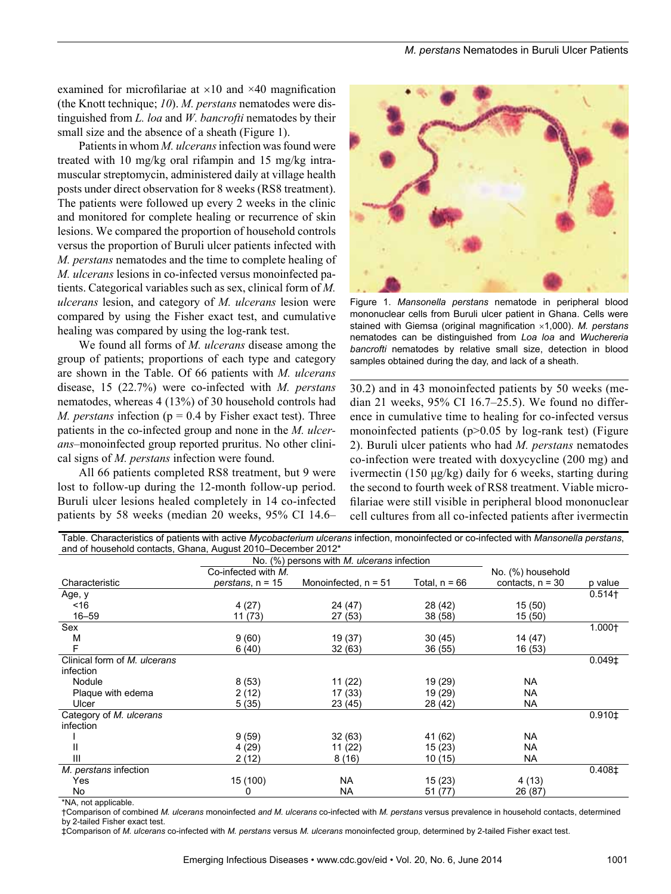examined for microfilariae at ×10 and ×40 magnification (the Knott technique; *10*). *M. perstans* nematodes were distinguished from *L. loa* and *W. bancrofti* nematodes by their small size and the absence of a sheath (Figure 1).

Patients in whom *M. ulcerans* infection was found were treated with 10 mg/kg oral rifampin and 15 mg/kg intramuscular streptomycin, administered daily at village health posts under direct observation for 8 weeks (RS8 treatment). The patients were followed up every 2 weeks in the clinic and monitored for complete healing or recurrence of skin lesions. We compared the proportion of household controls versus the proportion of Buruli ulcer patients infected with *M. perstans* nematodes and the time to complete healing of *M. ulcerans* lesions in co-infected versus monoinfected patients. Categorical variables such as sex, clinical form of *M. ulcerans* lesion, and category of *M. ulcerans* lesion were compared by using the Fisher exact test, and cumulative healing was compared by using the log-rank test.

We found all forms of *M. ulcerans* disease among the group of patients; proportions of each type and category are shown in the Table. Of 66 patients with *M. ulcerans* disease, 15 (22.7%) were co-infected with *M. perstans* nematodes, whereas 4 (13%) of 30 household controls had *M. perstans* infection ($p = 0.4$ by Fisher exact test). Three patients in the co-infected group and none in the *M. ulcerans*–monoinfected group reported pruritus. No other clinical signs of *M. perstans* infection were found.

All 66 patients completed RS8 treatment, but 9 were lost to follow-up during the 12-month follow-up period. Buruli ulcer lesions healed completely in 14 co-infected patients by 58 weeks (median 20 weeks, 95% CI 14.6–30.2) and in 43 monoinfected patients by 50 weeks (median 21 weeks, 95% CI 16.7–25.5). We found no difference in cumulative time to healing for co-infected versus monoinfected patients ($p>0.05$ by log-rank test) (Figure 2). Buruli ulcer patients who had *M. perstans* nematodes co-infection were treated with doxycycline (200 mg) and ivermectin (150 μg/kg) daily for 6 weeks, starting during the second to fourth week of RS8 treatment. Viable microfilariae were still visible in peripheral blood mononuclear cell cultures from all co-infected patients after ivermectin

Figure 1. *Mansonella perstans* nematode in peripheral blood mononuclear cells from Buruli ulcer patient in Ghana. Cells were stained with Giemsa (original magnification ×1,000). *M. perstans* nematodes can be distinguished from *Loa loa* and *Wuchereria bancrofti* nematodes by relative small size, detection in blood samples obtained during the day, and lack of a sheath.

Table. Characteristics of patients with active *Mycobacterium ulcerans* infection, monoinfected or co-infected with *Mansonella perstans*, and of household contacts, Ghana, August 2010–December 2012*

| Characteristic | No. (%) persons with *M. ulcerans* infection | | | No. (%) household contacts, n = 30 | p value |
|---|---|---|---|---|---|
| | Co-infected with *M. perstans*, n = 15 | Monoinfected, n = 51 | Total, n = 66 | | |
| Age, y | | | | | 0.514† |
| <16 | 4 (27) | 24 (47) | 28 (42) | 15 (50) | |
| 16–59 | 11 (73) | 27 (53) | 38 (58) | 15 (50) | |
| Sex | | | | | 1.000† |
| M | 9 (60) | 19 (37) | 30 (45) | 14 (47) | |
| F | 6 (40) | 32 (63) | 36 (55) | 16 (53) | |
| Clinical form of *M. ulcerans* infection | | | | | 0.049‡ |
| Nodule | 8 (53) | 11 (22) | 19 (29) | NA | |
| Plaque with edema | 2 (12) | 17 (33) | 19 (29) | NA | |
| Ulcer | 5 (35) | 23 (45) | 28 (42) | NA | |
| Category of *M. ulcerans* infection | | | | | 0.910‡ |
| I | 9 (59) | 32 (63) | 41 (62) | NA | |
| II | 4 (29) | 11 (22) | 15 (23) | NA | |
| III | 2 (12) | 8 (16) | 10 (15) | NA | |
| *M. perstans* infection | | | | | 0.408‡ |
| Yes | 15 (100) | NA | 15 (23) | 4 (13) | |
| No | 0 | NA | 51 (77) | 26 (87) | |

*NA, not applicable.
†Comparison of combined *M. ulcerans* monoinfected *and M. ulcerans* co-infected with *M. perstans* versus prevalence in household contacts, determined by 2-tailed Fisher exact test.
‡Comparison of *M. ulcerans* co-infected with *M. perstans* versus *M. ulcerans* monoinfected group, determined by 2-tailed Fisher exact test.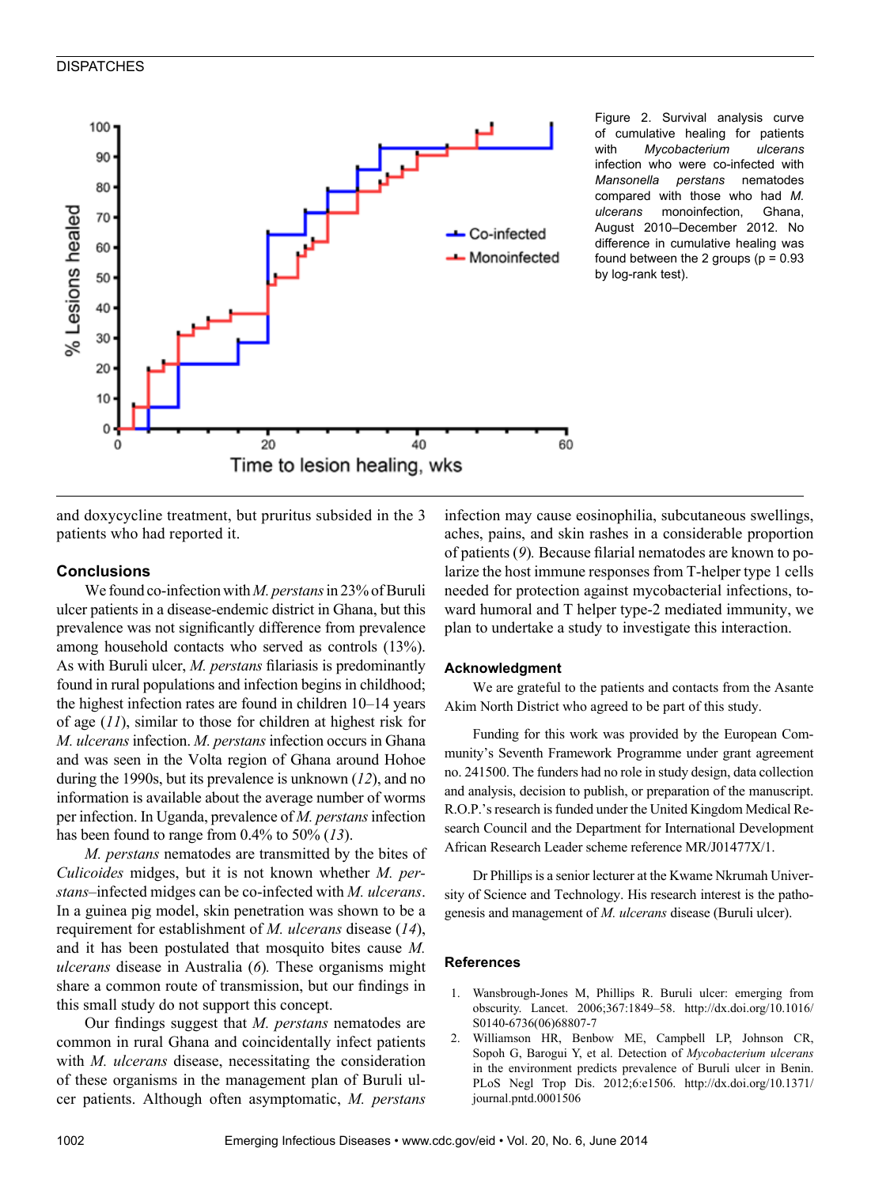Figure 2. Survival analysis curve of cumulative healing for patients with *Mycobacterium ulcerans* infection who were co-infected with *Mansonella perstans* nematodes compared with those who had *M. ulcerans* monoinfection, Ghana, August 2010–December 2012. No difference in cumulative healing was found between the 2 groups (p = 0.93 by log-rank test).

and doxycycline treatment, but pruritus subsided in the 3 patients who had reported it.

## Conclusions

We found co-infection with *M. perstans* in 23% of Buruli ulcer patients in a disease-endemic district in Ghana, but this prevalence was not significantly difference from prevalence among household contacts who served as controls (13%). As with Buruli ulcer, *M. perstans* filariasis is predominantly found in rural populations and infection begins in childhood; the highest infection rates are found in children 10–14 years of age (*11*), similar to those for children at highest risk for *M. ulcerans* infection. *M. perstans* infection occurs in Ghana and was seen in the Volta region of Ghana around Hohoe during the 1990s, but its prevalence is unknown (*12*), and no information is available about the average number of worms per infection. In Uganda, prevalence of *M. perstans* infection has been found to range from 0.4% to 50% (*13*).

*M. perstans* nematodes are transmitted by the bites of *Culicoides* midges, but it is not known whether *M. perstans*–infected midges can be co-infected with *M. ulcerans*. In a guinea pig model, skin penetration was shown to be a requirement for establishment of *M. ulcerans* disease (*14*), and it has been postulated that mosquito bites cause *M. ulcerans* disease in Australia (*6*). These organisms might share a common route of transmission, but our findings in this small study do not support this concept.

Our findings suggest that *M. perstans* nematodes are common in rural Ghana and coincidentally infect patients with *M. ulcerans* disease, necessitating the consideration of these organisms in the management plan of Buruli ulcer patients. Although often asymptomatic, *M. perstans* infection may cause eosinophilia, subcutaneous swellings, aches, pains, and skin rashes in a considerable proportion of patients (*9*). Because filarial nematodes are known to polarize the host immune responses from T-helper type 1 cells needed for protection against mycobacterial infections, toward humoral and T helper type-2 mediated immunity, we plan to undertake a study to investigate this interaction.

## Acknowledgment

We are grateful to the patients and contacts from the Asante Akim North District who agreed to be part of this study.

Funding for this work was provided by the European Community's Seventh Framework Programme under grant agreement no. 241500. The funders had no role in study design, data collection and analysis, decision to publish, or preparation of the manuscript. R.O.P.'s research is funded under the United Kingdom Medical Research Council and the Department for International Development African Research Leader scheme reference MR/J01477X/1.

Dr Phillips is a senior lecturer at the Kwame Nkrumah University of Science and Technology. His research interest is the pathogenesis and management of *M. ulcerans* disease (Buruli ulcer).

## References

1. Wansbrough-Jones M, Phillips R. Buruli ulcer: emerging from obscurity. Lancet. 2006;367:1849–58. http://dx.doi.org/10.1016/S0140-6736(06)68807-7
2. Williamson HR, Benbow ME, Campbell LP, Johnson CR, Sopoh G, Barogui Y, et al. Detection of *Mycobacterium ulcerans* in the environment predicts prevalence of Buruli ulcer in Benin. PLoS Negl Trop Dis. 2012;6:e1506. http://dx.doi.org/10.1371/journal.pntd.0001506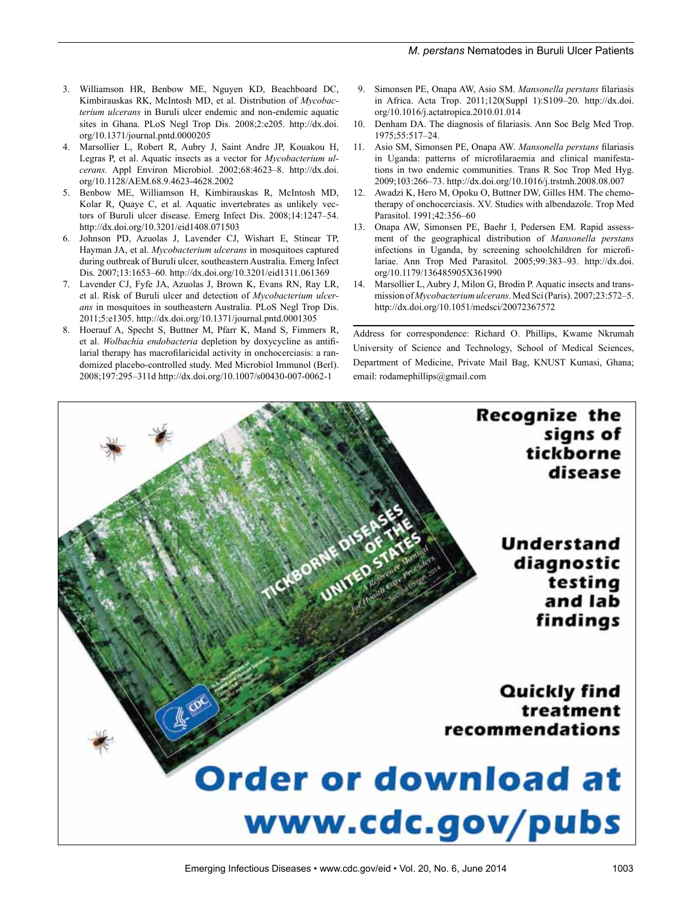3. Williamson HR, Benbow ME, Nguyen KD, Beachboard DC, Kimbirauskas RK, McIntosh MD, et al. Distribution of *Mycobacterium ulcerans* in Buruli ulcer endemic and non-endemic aquatic sites in Ghana. PLoS Negl Trop Dis. 2008;2:e205. http://dx.doi.org/10.1371/journal.pntd.0000205
4. Marsollier L, Robert R, Aubry J, Saint Andre JP, Kouakou H, Legras P, et al. Aquatic insects as a vector for *Mycobacterium ulcerans.* Appl Environ Microbiol. 2002;68:4623–8. http://dx.doi.org/10.1128/AEM.68.9.4623-4628.2002
5. Benbow ME, Williamson H, Kimbirauskas R, McIntosh MD, Kolar R, Quaye C, et al. Aquatic invertebrates as unlikely vectors of Buruli ulcer disease. Emerg Infect Dis. 2008;14:1247–54. http://dx.doi.org/10.3201/eid1408.071503
6. Johnson PD, Azuolas J, Lavender CJ, Wishart E, Stinear TP, Hayman JA, et al. *Mycobacterium ulcerans* in mosquitoes captured during outbreak of Buruli ulcer, southeastern Australia. Emerg Infect Dis. 2007;13:1653–60. http://dx.doi.org/10.3201/eid1311.061369
7. Lavender CJ, Fyfe JA, Azuolas J, Brown K, Evans RN, Ray LR, et al. Risk of Buruli ulcer and detection of *Mycobacterium ulcerans* in mosquitoes in southeastern Australia. PLoS Negl Trop Dis. 2011;5:e1305. http://dx.doi.org/10.1371/journal.pntd.0001305
8. Hoerauf A, Specht S, Buttner M, Pfarr K, Mand S, Fimmers R, et al. *Wolbachia endobacteria* depletion by doxycycline as antifilarial therapy has macrofilaricidal activity in onchocerciasis: a randomized placebo-controlled study. Med Microbiol Immunol (Berl). 2008;197:295–311d http://dx.doi.org/10.1007/s00430-007-0062-1
9. Simonsen PE, Onapa AW, Asio SM. *Mansonella perstans* filariasis in Africa. Acta Trop. 2011;120(Suppl 1):S109–20. http://dx.doi.org/10.1016/j.actatropica.2010.01.014
10. Denham DA. The diagnosis of filariasis. Ann Soc Belg Med Trop. 1975;55:517–24.
11. Asio SM, Simonsen PE, Onapa AW. *Mansonella perstans* filariasis in Uganda: patterns of microfilaraemia and clinical manifestations in two endemic communities. Trans R Soc Trop Med Hyg. 2009;103:266–73. http://dx.doi.org/10.1016/j.trstmh.2008.08.007
12. Awadzi K, Hero M, Opoku O, Buttner DW, Gilles HM. The chemotherapy of onchocerciasis. XV. Studies with albendazole. Trop Med Parasitol. 1991;42:356–60
13. Onapa AW, Simonsen PE, Baehr I, Pedersen EM. Rapid assessment of the geographical distribution of *Mansonella perstans* infections in Uganda, by screening schoolchildren for microfilariae. Ann Trop Med Parasitol. 2005;99:383–93. http://dx.doi.org/10.1179/136485905X361990
14. Marsollier L, Aubry J, Milon G, Brodin P. Aquatic insects and transmission of *Mycobacterium ulcerans*. Med Sci (Paris). 2007;23:572–5. http://dx.doi.org/10.1051/medsci/20072367572

Address for correspondence: Richard O. Phillips, Kwame Nkrumah University of Science and Technology, School of Medical Sciences, Department of Medicine, Private Mail Bag, KNUST Kumasi, Ghana; email: rodamephillips@gmail.com

**Recognize the signs of tickborne disease**

**Understand diagnostic testing and lab findings**

**Quickly find treatment recommendations**

**Order or download at www.cdc.gov/pubs**